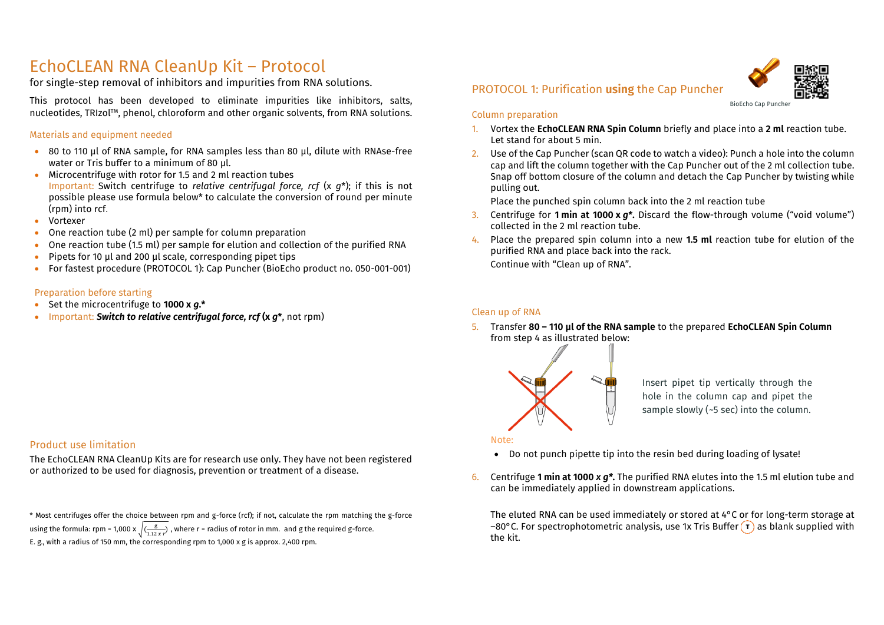# EchoCLEAN RNA CleanUp Kit – Protocol

for single-step removal of inhibitors and impurities from RNA solutions.

This protocol has been developed to eliminate impurities like inhibitors, salts, nucleotides, TRIzol™, phenol, chloroform and other organic solvents, from RNA solutions.

### Materials and equipment needed

- 80 to 110 µl of RNA sample, for RNA samples less than 80 µl, dilute with RNAse-free water or Tris buffer to a minimum of 80 µl.
- Microcentrifuge with rotor for 1.5 and 2 ml reaction tubes
  Important: Switch centrifuge to *relative centrifugal force, rcf* (x *g*\*); if this is not possible please use formula below\* to calculate the conversion of round per minute (rpm) into rcf.
- Vortexer
- One reaction tube (2 ml) per sample for column preparation
- One reaction tube (1.5 ml) per sample for elution and collection of the purified RNA
- Pipets for 10 µl and 200 µl scale, corresponding pipet tips
- For fastest procedure (PROTOCOL 1): Cap Puncher (BioEcho product no. 050-001-001)

### Preparation before starting

- Set the microcentrifuge to **1000 x *g*.\***
- Important: ***Switch to relative centrifugal force, rcf* (x *g*\***, not rpm)

### Product use limitation

The EchoCLEAN RNA CleanUp Kits are for research use only. They have not been registered or authorized to be used for diagnosis, prevention or treatment of a disease.

\* Most centrifuges offer the choice between rpm and g-force (rcf); if not, calculate the rpm matching the g-force using the formula: rpm = 1,000 x $\sqrt{\left(\frac{g}{1.12 \times r}\right)}$ , where r = radius of rotor in mm. and g the required g-force.
E. g., with a radius of 150 mm, the corresponding rpm to 1,000 x g is approx. 2,400 rpm.

## PROTOCOL 1: Purification **using** the Cap Puncher

BioEcho Cap Puncher

### Column preparation

1. Vortex the **EchoCLEAN RNA Spin Column** briefly and place into a **2 ml** reaction tube. Let stand for about 5 min.
2. Use of the Cap Puncher (scan QR code to watch a video): Punch a hole into the column cap and lift the column together with the Cap Puncher out of the 2 ml collection tube. Snap off bottom closure of the column and detach the Cap Puncher by twisting while pulling out.
   Place the punched spin column back into the 2 ml reaction tube
3. Centrifuge for **1 min at 1000 x *g*\*.** Discard the flow-through volume ("void volume") collected in the 2 ml reaction tube.
4. Place the prepared spin column into a new **1.5 ml** reaction tube for elution of the purified RNA and place back into the rack.
   Continue with "Clean up of RNA".

### Clean up of RNA

5. Transfer **80 – 110 µl of the RNA sample** to the prepared **EchoCLEAN Spin Column** from step 4 as illustrated below:

   Insert pipet tip vertically through the hole in the column cap and pipet the sample slowly (~5 sec) into the column.

   Note:
   - Do not punch pipette tip into the resin bed during loading of lysate!

6. Centrifuge **1 min at 1000 *x g*\*.** The purified RNA elutes into the 1.5 ml elution tube and can be immediately applied in downstream applications.

   The eluted RNA can be used immediately or stored at 4°C or for long-term storage at −80°C. For spectrophotometric analysis, use 1x Tris Buffer (T) as blank supplied with the kit.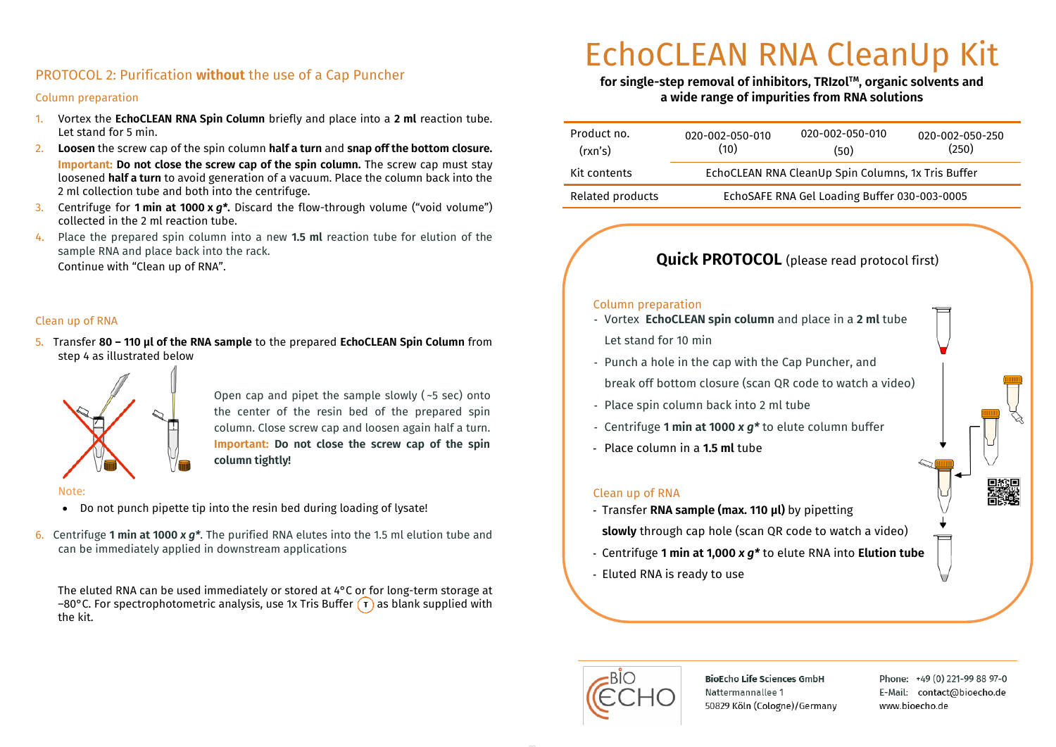## PROTOCOL 2: Purification **without** the use of a Cap Puncher

### Column preparation

1. Vortex the **EchoCLEAN RNA Spin Column** briefly and place into a **2 ml** reaction tube. Let stand for 5 min.
2. **Loosen** the screw cap of the spin column **half a turn** and **snap off the bottom closure.**
   **Important: Do not close the screw cap of the spin column.** The screw cap must stay loosened **half a turn** to avoid generation of a vacuum. Place the column back into the 2 ml collection tube and both into the centrifuge.
3. Centrifuge for **1 min at 1000 x *g*\*.** Discard the flow-through volume ("void volume") collected in the 2 ml reaction tube.
4. Place the prepared spin column into a new **1.5 ml** reaction tube for elution of the sample RNA and place back into the rack.
   Continue with "Clean up of RNA".

### Clean up of RNA

5. Transfer **80 – 110 µl of the RNA sample** to the prepared **EchoCLEAN Spin Column** from step 4 as illustrated below

Open cap and pipet the sample slowly (~5 sec) onto the center of the resin bed of the prepared spin column. Close screw cap and loosen again half a turn. **Important: Do not close the screw cap of the spin column tightly!**

Note:

- Do not punch pipette tip into the resin bed during loading of lysate!

6. Centrifuge **1 min at 1000 x *g*\***. The purified RNA elutes into the 1.5 ml elution tube and can be immediately applied in downstream applications

The eluted RNA can be used immediately or stored at 4°C or for long-term storage at −80°C. For spectrophotometric analysis, use 1x Tris Buffer (T) as blank supplied with the kit.

# EchoCLEAN RNA CleanUp Kit

**for single-step removal of inhibitors, TRIzol™, organic solvents and a wide range of impurities from RNA solutions**

| | | | |
|---|---|---|---|
| Product no. (rxn's) | 020-002-050-010 (10) | 020-002-050-010 (50) | 020-002-050-250 (250) |
| Kit contents | EchoCLEAN RNA CleanUp Spin Columns, 1x Tris Buffer | | |
| Related products | EchoSAFE RNA Gel Loading Buffer 030-003-0005 | | |

## Quick PROTOCOL (please read protocol first)

### Column preparation

- Vortex **EchoCLEAN spin column** and place in a **2 ml** tube
  Let stand for 10 min
- Punch a hole in the cap with the Cap Puncher, and break off bottom closure (scan QR code to watch a video)
- Place spin column back into 2 ml tube
- Centrifuge **1 min at 1000 x *g*\*** to elute column buffer
- Place column in a **1.5 ml** tube

### Clean up of RNA

- Transfer **RNA sample (max. 110 µl)** by pipetting **slowly** through cap hole (scan QR code to watch a video)
- Centrifuge **1 min at 1,000 x *g*\*** to elute RNA into **Elution tube**
- Eluted RNA is ready to use

**BioEcho Life Sciences GmbH**
Nattermannallee 1
50829 Köln (Cologne)/Germany

Phone: +49 (0) 221-99 88 97-0
E-Mail: contact@bioecho.de
www.bioecho.de